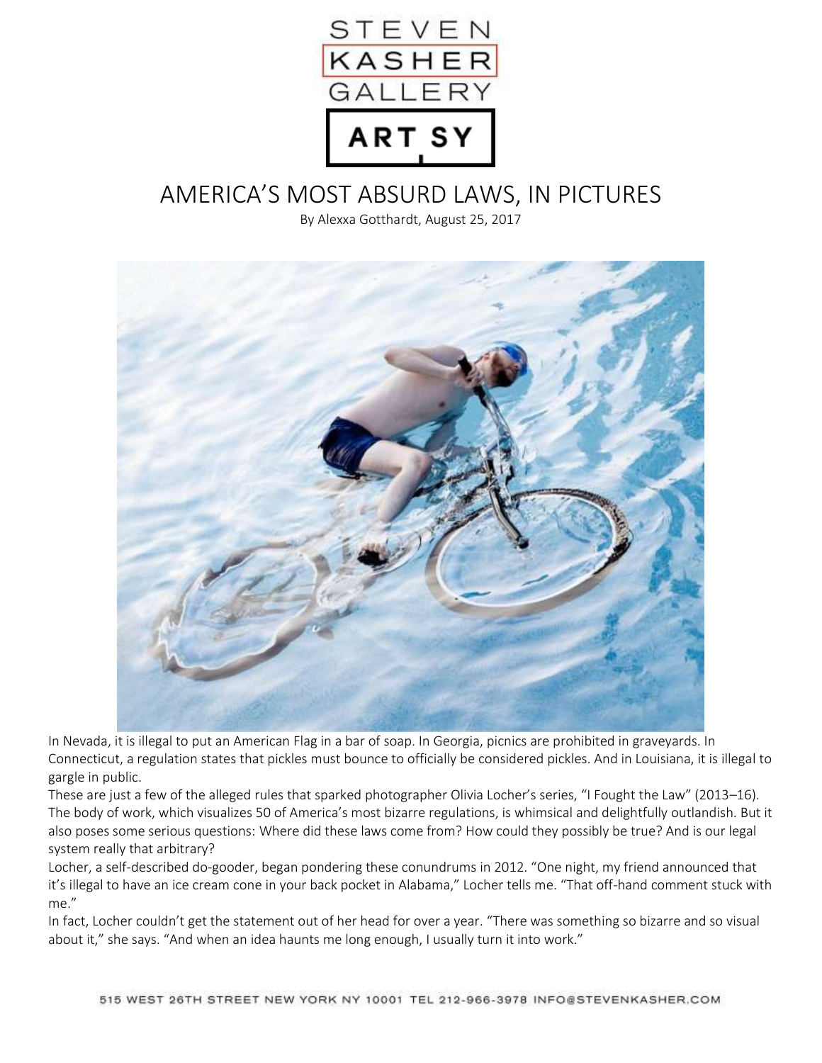# AMERICA'S MOST ABSURD LAWS, IN PICTURES

By Alexxa Gotthardt, August 25, 2017

In Nevada, it is illegal to put an American Flag in a bar of soap. In Georgia, picnics are prohibited in graveyards. In Connecticut, a regulation states that pickles must bounce to officially be considered pickles. And in Louisiana, it is illegal to gargle in public.

These are just a few of the alleged rules that sparked photographer Olivia Locher's series, "I Fought the Law" (2013–16). The body of work, which visualizes 50 of America's most bizarre regulations, is whimsical and delightfully outlandish. But it also poses some serious questions: Where did these laws come from? How could they possibly be true? And is our legal system really that arbitrary?

Locher, a self-described do-gooder, began pondering these conundrums in 2012. "One night, my friend announced that it's illegal to have an ice cream cone in your back pocket in Alabama," Locher tells me. "That off-hand comment stuck with me."

In fact, Locher couldn't get the statement out of her head for over a year. "There was something so bizarre and so visual about it," she says. "And when an idea haunts me long enough, I usually turn it into work."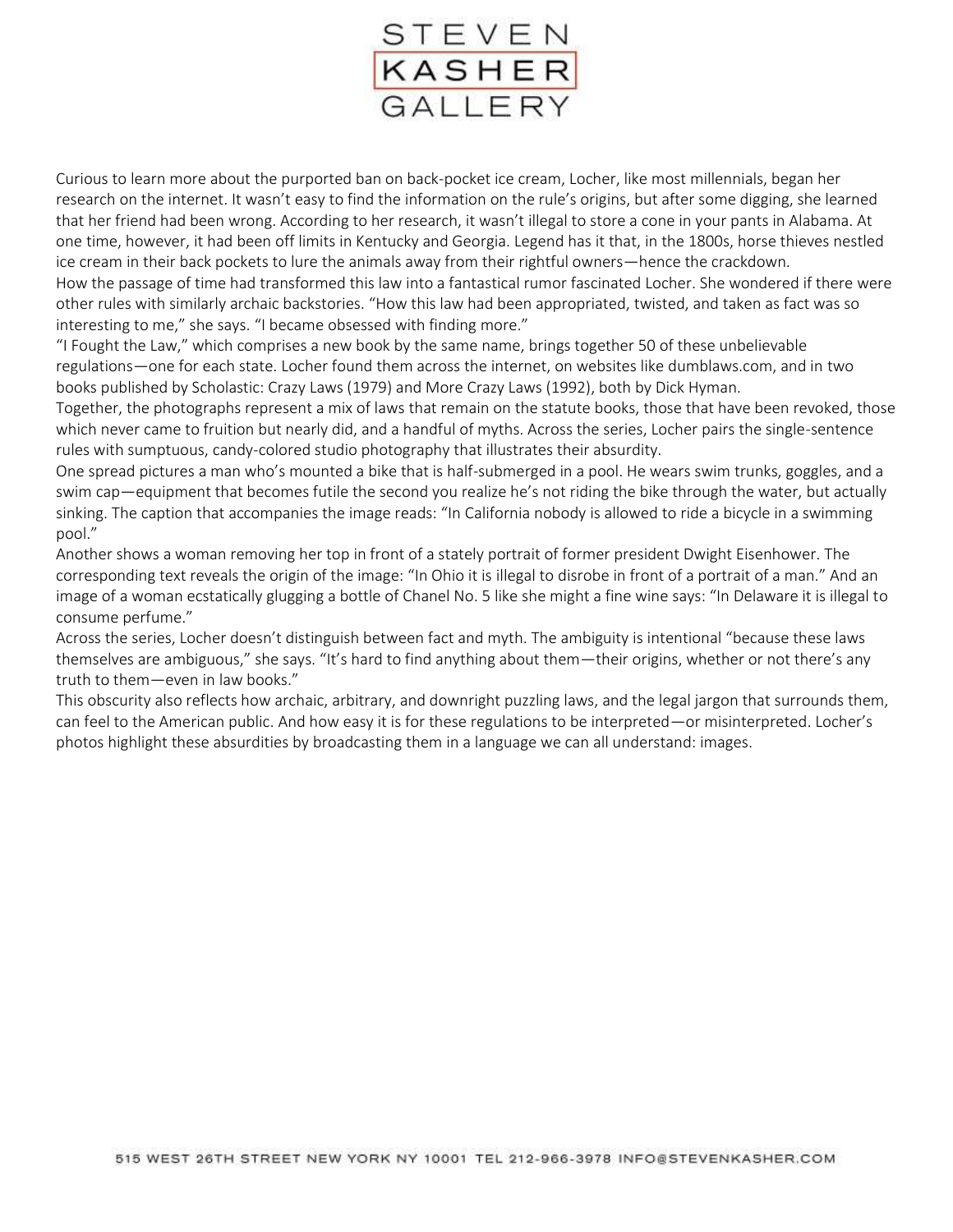Curious to learn more about the purported ban on back-pocket ice cream, Locher, like most millennials, began her research on the internet. It wasn't easy to find the information on the rule's origins, but after some digging, she learned that her friend had been wrong. According to her research, it wasn't illegal to store a cone in your pants in Alabama. At one time, however, it had been off limits in Kentucky and Georgia. Legend has it that, in the 1800s, horse thieves nestled ice cream in their back pockets to lure the animals away from their rightful owners—hence the crackdown.

How the passage of time had transformed this law into a fantastical rumor fascinated Locher. She wondered if there were other rules with similarly archaic backstories. "How this law had been appropriated, twisted, and taken as fact was so interesting to me," she says. "I became obsessed with finding more."

"I Fought the Law," which comprises a new book by the same name, brings together 50 of these unbelievable regulations—one for each state. Locher found them across the internet, on websites like dumblaws.com, and in two books published by Scholastic: Crazy Laws (1979) and More Crazy Laws (1992), both by Dick Hyman.

Together, the photographs represent a mix of laws that remain on the statute books, those that have been revoked, those which never came to fruition but nearly did, and a handful of myths. Across the series, Locher pairs the single-sentence rules with sumptuous, candy-colored studio photography that illustrates their absurdity.

One spread pictures a man who's mounted a bike that is half-submerged in a pool. He wears swim trunks, goggles, and a swim cap—equipment that becomes futile the second you realize he's not riding the bike through the water, but actually sinking. The caption that accompanies the image reads: "In California nobody is allowed to ride a bicycle in a swimming pool."

Another shows a woman removing her top in front of a stately portrait of former president Dwight Eisenhower. The corresponding text reveals the origin of the image: "In Ohio it is illegal to disrobe in front of a portrait of a man." And an image of a woman ecstatically glugging a bottle of Chanel No. 5 like she might a fine wine says: "In Delaware it is illegal to consume perfume."

Across the series, Locher doesn't distinguish between fact and myth. The ambiguity is intentional "because these laws themselves are ambiguous," she says. "It's hard to find anything about them—their origins, whether or not there's any truth to them—even in law books."

This obscurity also reflects how archaic, arbitrary, and downright puzzling laws, and the legal jargon that surrounds them, can feel to the American public. And how easy it is for these regulations to be interpreted—or misinterpreted. Locher's photos highlight these absurdities by broadcasting them in a language we can all understand: images.